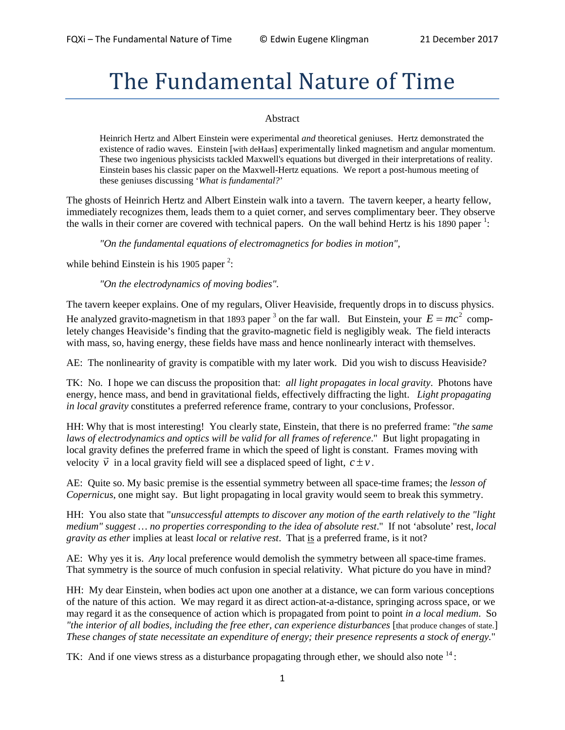# The Fundamental Nature of Time

Abstract

> Heinrich Hertz and Albert Einstein were experimental *and* theoretical geniuses. Hertz demonstrated the existence of radio waves. Einstein [with deHaas] experimentally linked magnetism and angular momentum. These two ingenious physicists tackled Maxwell's equations but diverged in their interpretations of reality. Einstein bases his classic paper on the Maxwell-Hertz equations. We report a post-humous meeting of these geniuses discussing '*What is fundamental?*'

The ghosts of Heinrich Hertz and Albert Einstein walk into a tavern. The tavern keeper, a hearty fellow, immediately recognizes them, leads them to a quiet corner, and serves complimentary beer. They observe the walls in their corner are covered with technical papers. On the wall behind Hertz is his 1890 paper [1]:

> *"On the fundamental equations of electromagnetics for bodies in motion",*

while behind Einstein is his 1905 paper [2]:

> *"On the electrodynamics of moving bodies".*

The tavern keeper explains. One of my regulars, Oliver Heaviside, frequently drops in to discuss physics. He analyzed gravito-magnetism in that 1893 paper [3] on the far wall. But Einstein, your $E = mc^2$ completely changes Heaviside's finding that the gravito-magnetic field is negligibly weak. The field interacts with mass, so, having energy, these fields have mass and hence nonlinearly interact with themselves.

AE: The nonlinearity of gravity is compatible with my later work. Did you wish to discuss Heaviside?

TK: No. I hope we can discuss the proposition that: *all light propagates in local gravity*. Photons have energy, hence mass, and bend in gravitational fields, effectively diffracting the light. *Light propagating in local gravity* constitutes a preferred reference frame, contrary to your conclusions, Professor.

HH: Why that is most interesting! You clearly state, Einstein, that there is no preferred frame: "*the same laws of electrodynamics and optics will be valid for all frames of reference*." But light propagating in local gravity defines the preferred frame in which the speed of light is constant. Frames moving with velocity $\vec{v}$ in a local gravity field will see a displaced speed of light, $c \pm v$.

AE: Quite so. My basic premise is the essential symmetry between all space-time frames; the *lesson of Copernicus*, one might say. But light propagating in local gravity would seem to break this symmetry.

HH: You also state that "*unsuccessful attempts to discover any motion of the earth relatively to the "light medium" suggest … no properties corresponding to the idea of absolute rest*." If not 'absolute' rest, *local gravity as ether* implies at least *local* or *relative rest*. That <u>is</u> a preferred frame, is it not?

AE: Why yes it is. *Any* local preference would demolish the symmetry between all space-time frames. That symmetry is the source of much confusion in special relativity. What picture do you have in mind?

HH: My dear Einstein, when bodies act upon one another at a distance, we can form various conceptions of the nature of this action. We may regard it as direct action-at-a-distance, springing across space, or we may regard it as the consequence of action which is propagated from point to point *in a local medium*. So *"the interior of all bodies, including the free ether, can experience disturbances* [that produce changes of state.] *These changes of state necessitate an expenditure of energy; their presence represents a stock of energy.*"

TK: And if one views stress as a disturbance propagating through ether, we should also note [14]: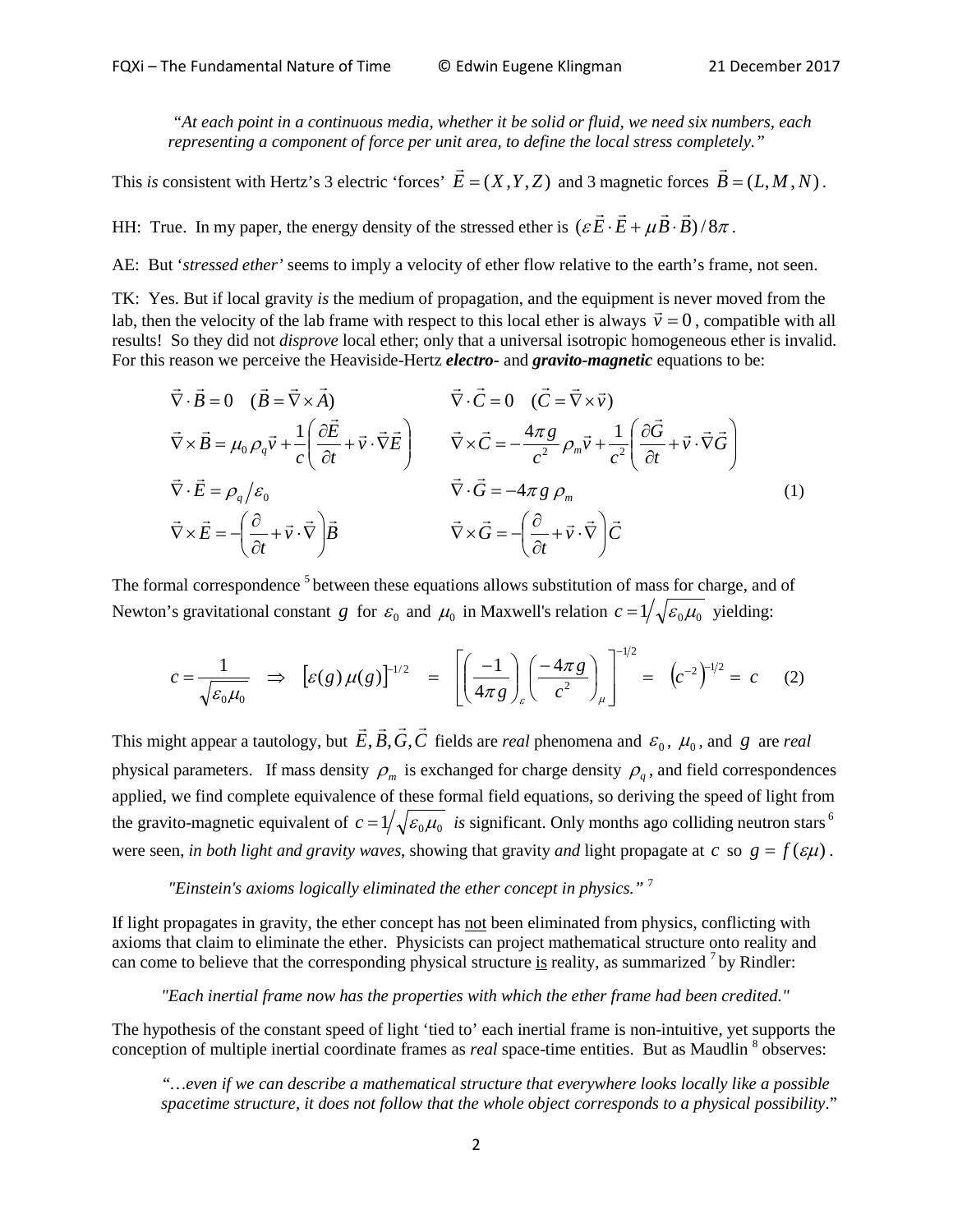*"At each point in a continuous media, whether it be solid or fluid, we need six numbers, each representing a component of force per unit area, to define the local stress completely."*

This *is* consistent with Hertz's 3 electric 'forces' $\vec{E} = (X, Y, Z)$ and 3 magnetic forces $\vec{B} = (L, M, N)$.

HH: True. In my paper, the energy density of the stressed ether is $(\varepsilon \vec{E} \cdot \vec{E} + \mu \vec{B} \cdot \vec{B}) / 8\pi$.

AE: But '*stressed ether*' seems to imply a velocity of ether flow relative to the earth's frame, not seen.

TK: Yes. But if local gravity *is* the medium of propagation, and the equipment is never moved from the lab, then the velocity of the lab frame with respect to this local ether is always $\vec{v} = 0$, compatible with all results! So they did not *disprove* local ether; only that a universal isotropic homogeneous ether is invalid. For this reason we perceive the Heaviside-Hertz ***electro-*** and ***gravito-magnetic*** equations to be:

$$
\begin{aligned}
&\vec{\nabla} \cdot \vec{B} = 0 \quad (\vec{B} = \vec{\nabla} \times \vec{A}) && \vec{\nabla} \cdot \vec{C} = 0 \quad (\vec{C} = \vec{\nabla} \times \vec{v}) \\
&\vec{\nabla} \times \vec{B} = \mu_0 \rho_q \vec{v} + \frac{1}{c}\left(\frac{\partial \vec{E}}{\partial t} + \vec{v} \cdot \vec{\nabla} \vec{E}\right) && \vec{\nabla} \times \vec{C} = -\frac{4\pi g}{c^2} \rho_m \vec{v} + \frac{1}{c^2}\left(\frac{\partial \vec{G}}{\partial t} + \vec{v} \cdot \vec{\nabla} \vec{G}\right) \\
&\vec{\nabla} \cdot \vec{E} = \rho_q / \varepsilon_0 && \vec{\nabla} \cdot \vec{G} = -4\pi g \, \rho_m \\
&\vec{\nabla} \times \vec{E} = -\left(\frac{\partial}{\partial t} + \vec{v} \cdot \vec{\nabla}\right) \vec{B} && \vec{\nabla} \times \vec{G} = -\left(\frac{\partial}{\partial t} + \vec{v} \cdot \vec{\nabla}\right) \vec{C}
\end{aligned}
\qquad (1)
$$

The formal correspondence [5] between these equations allows substitution of mass for charge, and of Newton's gravitational constant $g$ for $\varepsilon_0$ and $\mu_0$ in Maxwell's relation $c = 1/\sqrt{\varepsilon_0 \mu_0}$ yielding:

$$
c = \frac{1}{\sqrt{\varepsilon_0 \mu_0}} \;\Rightarrow\; \left[\varepsilon(g)\, \mu(g)\right]^{-1/2} \;=\; \left[\left(\frac{-1}{4\pi g}\right)_{\varepsilon} \left(\frac{-4\pi g}{c^2}\right)_{\mu}\right]^{-1/2} \;=\; \left(c^{-2}\right)^{-1/2} = \; c \qquad (2)
$$

This might appear a tautology, but $\vec{E}, \vec{B}, \vec{G}, \vec{C}$ fields are *real* phenomena and $\varepsilon_0$, $\mu_0$, and $g$ are *real* physical parameters. If mass density $\rho_m$ is exchanged for charge density $\rho_q$, and field correspondences applied, we find complete equivalence of these formal field equations, so deriving the speed of light from the gravito-magnetic equivalent of $c = 1/\sqrt{\varepsilon_0 \mu_0}$ *is* significant. Only months ago colliding neutron stars [6] were seen, *in both light and gravity waves*, showing that gravity *and* light propagate at $c$ so $g = f(\varepsilon\mu)$.

*"Einstein's axioms logically eliminated the ether concept in physics."* [7]

If light propagates in gravity, the ether concept has not been eliminated from physics, conflicting with axioms that claim to eliminate the ether. Physicists can project mathematical structure onto reality and can come to believe that the corresponding physical structure is reality, as summarized [7] by Rindler:

*"Each inertial frame now has the properties with which the ether frame had been credited."*

The hypothesis of the constant speed of light 'tied to' each inertial frame is non-intuitive, yet supports the conception of multiple inertial coordinate frames as *real* space-time entities. But as Maudlin [8] observes:

*"…even if we can describe a mathematical structure that everywhere looks locally like a possible spacetime structure, it does not follow that the whole object corresponds to a physical possibility."*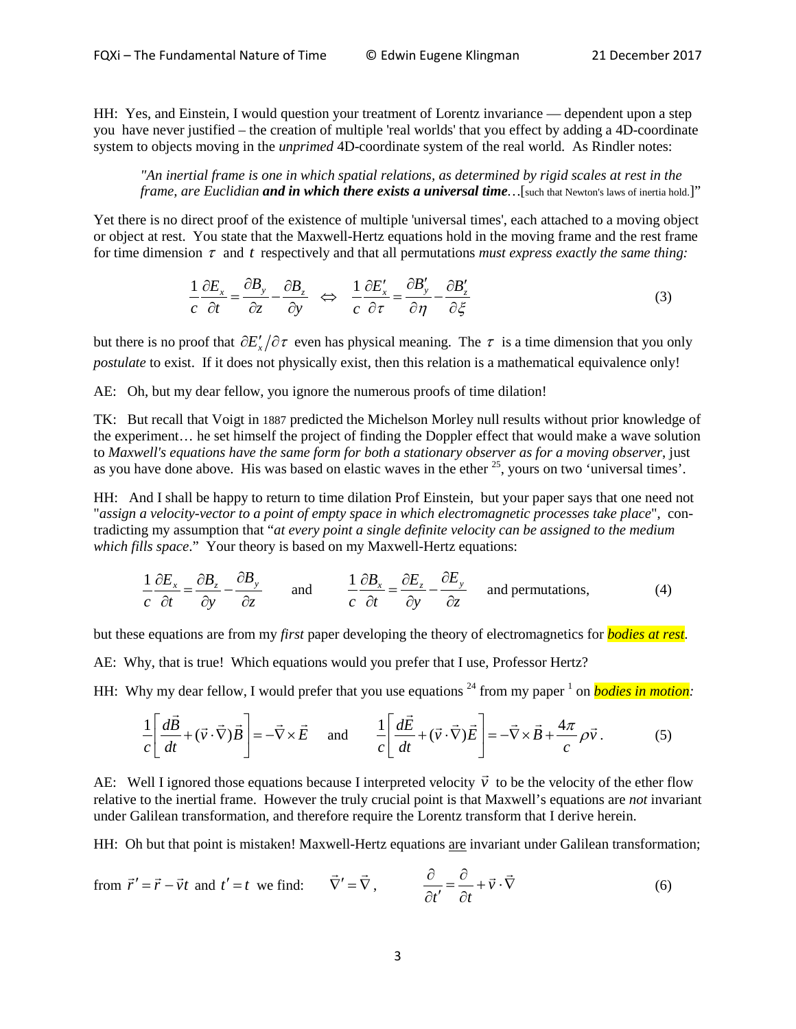HH: Yes, and Einstein, I would question your treatment of Lorentz invariance — dependent upon a step you have never justified – the creation of multiple 'real worlds' that you effect by adding a 4D-coordinate system to objects moving in the *unprimed* 4D-coordinate system of the real world. As Rindler notes:

> *"An inertial frame is one in which spatial relations, as determined by rigid scales at rest in the frame, are Euclidian* ***and in which there exists a universal time****…*[such that Newton's laws of inertia hold.]"

Yet there is no direct proof of the existence of multiple 'universal times', each attached to a moving object or object at rest. You state that the Maxwell-Hertz equations hold in the moving frame and the rest frame for time dimension $\tau$ and $t$ respectively and that all permutations *must express exactly the same thing:*

$$\frac{1}{c}\frac{\partial E_x}{\partial t} = \frac{\partial B_y}{\partial z} - \frac{\partial B_z}{\partial y} \;\;\Leftrightarrow\;\; \frac{1}{c}\frac{\partial E'_x}{\partial \tau} = \frac{\partial B'_y}{\partial \eta} - \frac{\partial B'_z}{\partial \xi} \tag{3}$$

but there is no proof that $\partial E'_x / \partial \tau$ even has physical meaning. The $\tau$ is a time dimension that you only *postulate* to exist. If it does not physically exist, then this relation is a mathematical equivalence only!

AE: Oh, but my dear fellow, you ignore the numerous proofs of time dilation!

TK: But recall that Voigt in 1887 predicted the Michelson Morley null results without prior knowledge of the experiment… he set himself the project of finding the Doppler effect that would make a wave solution to *Maxwell's equations have the same form for both a stationary observer as for a moving observer*, just as you have done above. His was based on elastic waves in the ether [25], yours on two 'universal times'.

HH: And I shall be happy to return to time dilation Prof Einstein, but your paper says that one need not "*assign a velocity-vector to a point of empty space in which electromagnetic processes take place*", contradicting my assumption that "*at every point a single definite velocity can be assigned to the medium which fills space*." Your theory is based on my Maxwell-Hertz equations:

$$\frac{1}{c}\frac{\partial E_x}{\partial t} = \frac{\partial B_z}{\partial y} - \frac{\partial B_y}{\partial z} \qquad \text{and} \qquad \frac{1}{c}\frac{\partial B_x}{\partial t} = \frac{\partial E_z}{\partial y} - \frac{\partial E_y}{\partial z} \quad \text{and permutations,} \tag{4}$$

but these equations are from my *first* paper developing the theory of electromagnetics for ***bodies at rest***.

AE: Why, that is true! Which equations would you prefer that I use, Professor Hertz?

HH: Why my dear fellow, I would prefer that you use equations [24] from my paper [1] on ***bodies in motion****:*

$$\frac{1}{c}\left[\frac{d\vec{B}}{dt} + (\vec{v}\cdot\vec{\nabla})\vec{B}\right] = -\vec{\nabla}\times\vec{E} \quad \text{and} \quad \frac{1}{c}\left[\frac{d\vec{E}}{dt} + (\vec{v}\cdot\vec{\nabla})\vec{E}\right] = -\vec{\nabla}\times\vec{B} + \frac{4\pi}{c}\rho\vec{v}\,. \tag{5}$$

AE: Well I ignored those equations because I interpreted velocity $\vec{v}$ to be the velocity of the ether flow relative to the inertial frame. However the truly crucial point is that Maxwell's equations are *not* invariant under Galilean transformation, and therefore require the Lorentz transform that I derive herein.

HH: Oh but that point is mistaken! Maxwell-Hertz equations <u>are</u> invariant under Galilean transformation;

from $\vec{r}' = \vec{r} - \vec{v}t$ and $t' = t$ we find: $\qquad \vec{\nabla}' = \vec{\nabla}\,, \qquad \dfrac{\partial}{\partial t'} = \dfrac{\partial}{\partial t} + \vec{v}\cdot\vec{\nabla}$ (6)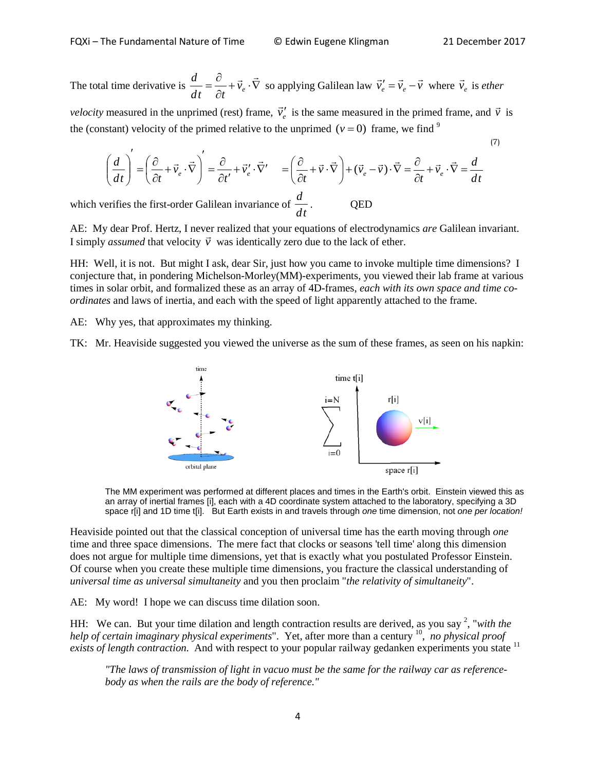The total time derivative is $\frac{d}{dt} = \frac{\partial}{\partial t} + \vec{v}_e \cdot \vec{\nabla}$ so applying Galilean law $\vec{v}_e' = \vec{v}_e - \vec{v}$ where $\vec{v}_e$ is *ether velocity* measured in the unprimed (rest) frame, $\vec{v}_e'$ is the same measured in the primed frame, and $\vec{v}$ is the (constant) velocity of the primed relative to the unprimed $(v = 0)$ frame, we find [9]

$$\left(\frac{d}{dt}\right)' = \left(\frac{\partial}{\partial t} + \vec{v}_e \cdot \vec{\nabla}\right)' = \frac{\partial}{\partial t'} + \vec{v}_e' \cdot \vec{\nabla}' \quad = \left(\frac{\partial}{\partial t} + \vec{v} \cdot \vec{\nabla}\right) + (\vec{v}_e - \vec{v}) \cdot \vec{\nabla} = \frac{\partial}{\partial t} + \vec{v}_e \cdot \vec{\nabla} = \frac{d}{dt} \tag{7}$$

which verifies the first-order Galilean invariance of $\frac{d}{dt}$. QED

AE: My dear Prof. Hertz, I never realized that your equations of electrodynamics *are* Galilean invariant. I simply *assumed* that velocity $\vec{v}$ was identically zero due to the lack of ether.

HH: Well, it is not. But might I ask, dear Sir, just how you came to invoke multiple time dimensions? I conjecture that, in pondering Michelson-Morley(MM)-experiments, you viewed their lab frame at various times in solar orbit, and formalized these as an array of 4D-frames, *each with its own space and time co-ordinates* and laws of inertia, and each with the speed of light apparently attached to the frame.

AE: Why yes, that approximates my thinking.

TK: Mr. Heaviside suggested you viewed the universe as the sum of these frames, as seen on his napkin:

The MM experiment was performed at different places and times in the Earth's orbit. Einstein viewed this as an array of inertial frames [i], each with a 4D coordinate system attached to the laboratory, specifying a 3D space r[i] and 1D time t[i]. But Earth exists in and travels through *one* time dimension, not *one per location!*

Heaviside pointed out that the classical conception of universal time has the earth moving through *one* time and three space dimensions. The mere fact that clocks or seasons 'tell time' along this dimension does not argue for multiple time dimensions, yet that is exactly what you postulated Professor Einstein. Of course when you create these multiple time dimensions, you fracture the classical understanding of *universal time as universal simultaneity* and you then proclaim "*the relativity of simultaneity*".

AE: My word! I hope we can discuss time dilation soon.

HH: We can. But your time dilation and length contraction results are derived, as you say [2], "*with the help of certain imaginary physical experiments*". Yet, after more than a century [10], *no physical proof exists of length contraction.* And with respect to your popular railway gedanken experiments you state [11]

> *"The laws of transmission of light in vacuo must be the same for the railway car as reference-body as when the rails are the body of reference."*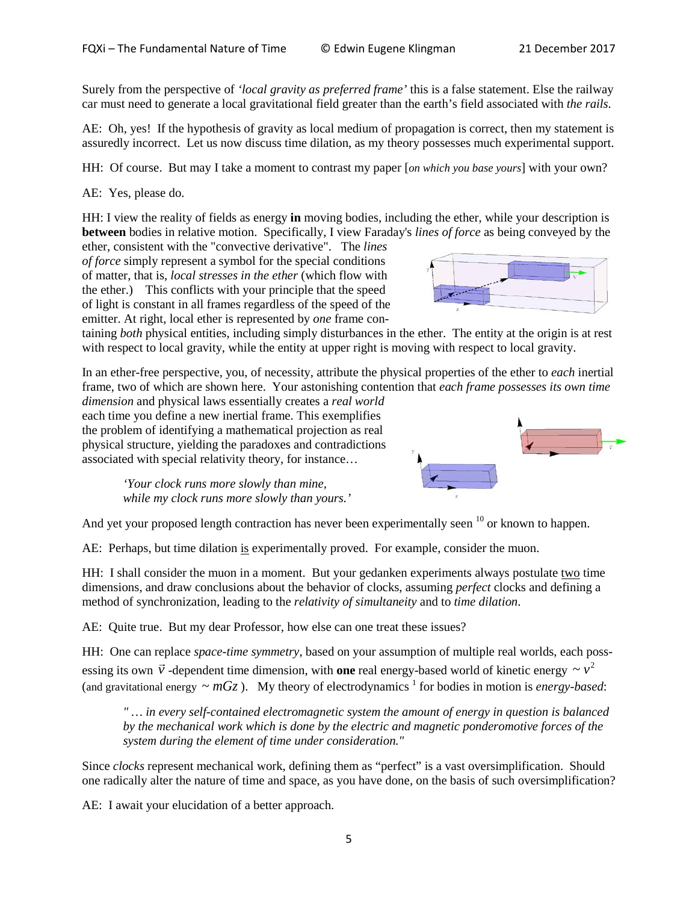Surely from the perspective of *'local gravity as preferred frame'* this is a false statement. Else the railway car must need to generate a local gravitational field greater than the earth's field associated with *the rails*.

AE: Oh, yes! If the hypothesis of gravity as local medium of propagation is correct, then my statement is assuredly incorrect. Let us now discuss time dilation, as my theory possesses much experimental support.

HH: Of course. But may I take a moment to contrast my paper [*on which you base yours*] with your own?

AE: Yes, please do.

HH: I view the reality of fields as energy **in** moving bodies, including the ether, while your description is **between** bodies in relative motion. Specifically, I view Faraday's *lines of force* as being conveyed by the ether, consistent with the "convective derivative". The *lines of force* simply represent a symbol for the special conditions of matter, that is, *local stresses in the ether* (which flow with the ether.) This conflicts with your principle that the speed of light is constant in all frames regardless of the speed of the emitter. At right, local ether is represented by *one* frame containing *both* physical entities, including simply disturbances in the ether. The entity at the origin is at rest with respect to local gravity, while the entity at upper right is moving with respect to local gravity.

In an ether-free perspective, you, of necessity, attribute the physical properties of the ether to *each* inertial frame, two of which are shown here. Your astonishing contention that *each frame possesses its own time dimension* and physical laws essentially creates a *real world* each time you define a new inertial frame. This exemplifies the problem of identifying a mathematical projection as real physical structure, yielding the paradoxes and contradictions associated with special relativity theory, for instance…

> *'Your clock runs more slowly than mine, while my clock runs more slowly than yours.'*

And yet your proposed length contraction has never been experimentally seen [10] or known to happen.

AE: Perhaps, but time dilation <u>is</u> experimentally proved. For example, consider the muon.

HH: I shall consider the muon in a moment. But your gedanken experiments always postulate <u>two</u> time dimensions, and draw conclusions about the behavior of clocks, assuming *perfect* clocks and defining a method of synchronization, leading to the *relativity of simultaneity* and to *time dilation*.

AE: Quite true. But my dear Professor, how else can one treat these issues?

HH: One can replace *space-time symmetry*, based on your assumption of multiple real worlds, each possessing its own $\vec{v}$ -dependent time dimension, with **one** real energy-based world of kinetic energy $\sim v^2$ (and gravitational energy $\sim mGz$ ). My theory of electrodynamics [1] for bodies in motion is *energy-based*:

> *" … in every self-contained electromagnetic system the amount of energy in question is balanced by the mechanical work which is done by the electric and magnetic ponderomotive forces of the system during the element of time under consideration."*

Since *clocks* represent mechanical work, defining them as "perfect" is a vast oversimplification. Should one radically alter the nature of time and space, as you have done, on the basis of such oversimplification?

AE: I await your elucidation of a better approach.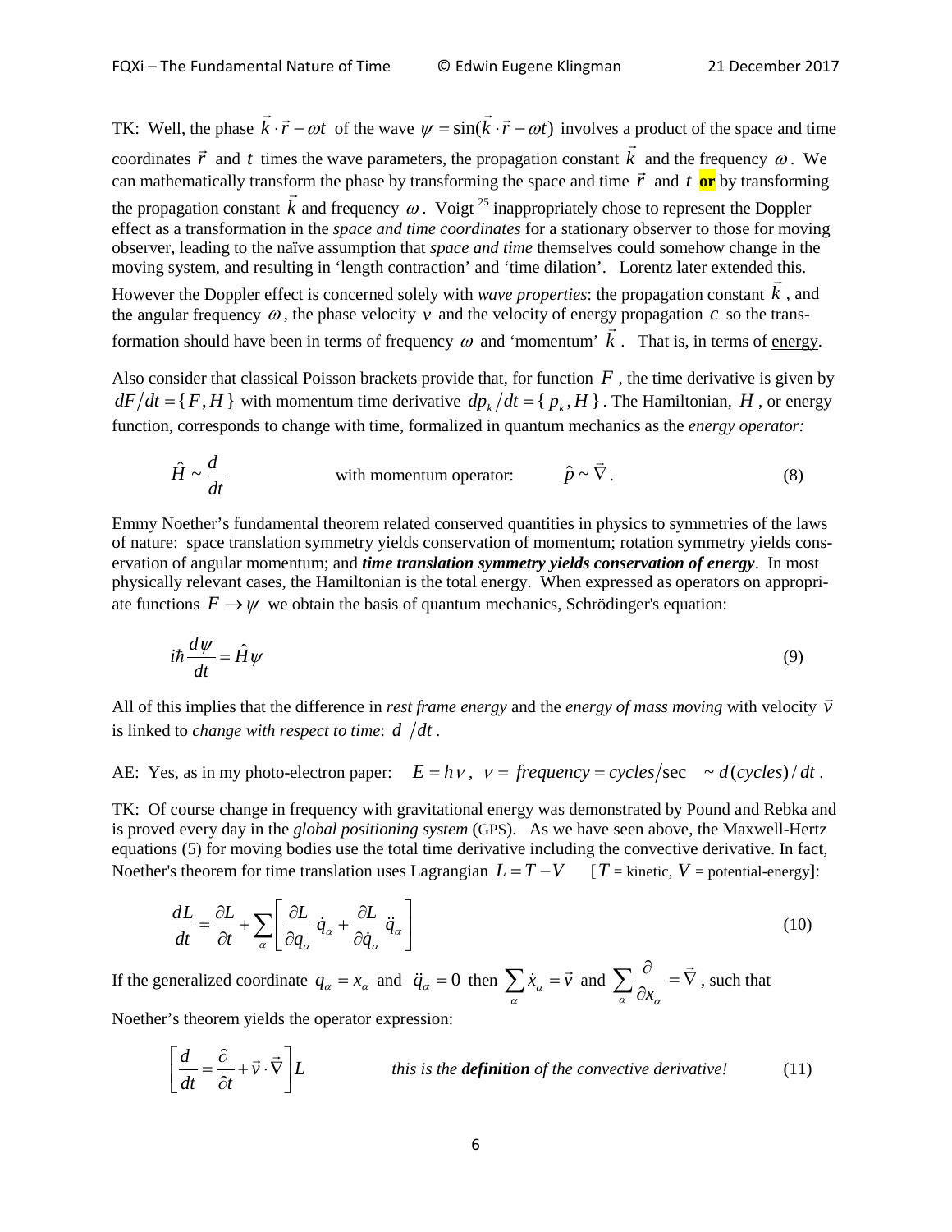TK: Well, the phase $\vec{k}\cdot\vec{r}-\omega t$ of the wave $\psi=\sin(\vec{k}\cdot\vec{r}-\omega t)$ involves a product of the space and time coordinates $\vec{r}$ and $t$ times the wave parameters, the propagation constant $\vec{k}$ and the frequency $\omega$. We can mathematically transform the phase by transforming the space and time $\vec{r}$ and $t$ **or** by transforming the propagation constant $\vec{k}$ and frequency $\omega$. Voigt [25] inappropriately chose to represent the Doppler effect as a transformation in the *space and time coordinates* for a stationary observer to those for moving observer, leading to the naïve assumption that *space and time* themselves could somehow change in the moving system, and resulting in 'length contraction' and 'time dilation'. Lorentz later extended this. However the Doppler effect is concerned solely with *wave properties*: the propagation constant $\vec{k}$, and the angular frequency $\omega$, the phase velocity $v$ and the velocity of energy propagation $c$ so the transformation should have been in terms of frequency $\omega$ and 'momentum' $\vec{k}$. That is, in terms of energy.

Also consider that classical Poisson brackets provide that, for function $F$, the time derivative is given by $dF/dt=\{F,H\}$ with momentum time derivative $dp_k/dt=\{p_k,H\}$. The Hamiltonian, $H$, or energy function, corresponds to change with time, formalized in quantum mechanics as the *energy operator:*

$$\hat{H}\sim\frac{d}{dt} \qquad \text{with momentum operator:} \qquad \hat{p}\sim\vec{\nabla}\,. \tag{8}$$

Emmy Noether's fundamental theorem related conserved quantities in physics to symmetries of the laws of nature: space translation symmetry yields conservation of momentum; rotation symmetry yields conservation of angular momentum; and ***time translation symmetry yields conservation of energy***. In most physically relevant cases, the Hamiltonian is the total energy. When expressed as operators on appropriate functions $F\to\psi$ we obtain the basis of quantum mechanics, Schrödinger's equation:

$$i\hbar\frac{d\psi}{dt}=\hat{H}\psi \tag{9}$$

All of this implies that the difference in *rest frame energy* and the *energy of mass moving* with velocity $\vec{v}$ is linked to *change with respect to time*: $d\;/dt$.

AE: Yes, as in my photo-electron paper: $E=h\nu$, $\nu=frequency=cycles/\sec \quad \sim d(cycles)/dt$.

TK: Of course change in frequency with gravitational energy was demonstrated by Pound and Rebka and is proved every day in the *global positioning system* (GPS). As we have seen above, the Maxwell-Hertz equations (5) for moving bodies use the total time derivative including the convective derivative. In fact, Noether's theorem for time translation uses Lagrangian $L=T-V$ [$T$ = kinetic, $V$ = potential-energy]:

$$\frac{dL}{dt}=\frac{\partial L}{\partial t}+\sum_{\alpha}\left[\frac{\partial L}{\partial q_\alpha}\dot{q}_\alpha+\frac{\partial L}{\partial \dot{q}_\alpha}\ddot{q}_\alpha\right] \tag{10}$$

If the generalized coordinate $q_\alpha=x_\alpha$ and $\ddot{q}_\alpha=0$ then $\sum_\alpha \dot{x}_\alpha=\vec{v}$ and $\sum_\alpha\frac{\partial}{\partial x_\alpha}=\vec{\nabla}$, such that Noether's theorem yields the operator expression:

$$\left[\frac{d}{dt}=\frac{\partial}{\partial t}+\vec{v}\cdot\vec{\nabla}\right]L \qquad \textit{this is the } \textbf{\textit{definition}} \textit{ of the convective derivative!} \tag{11}$$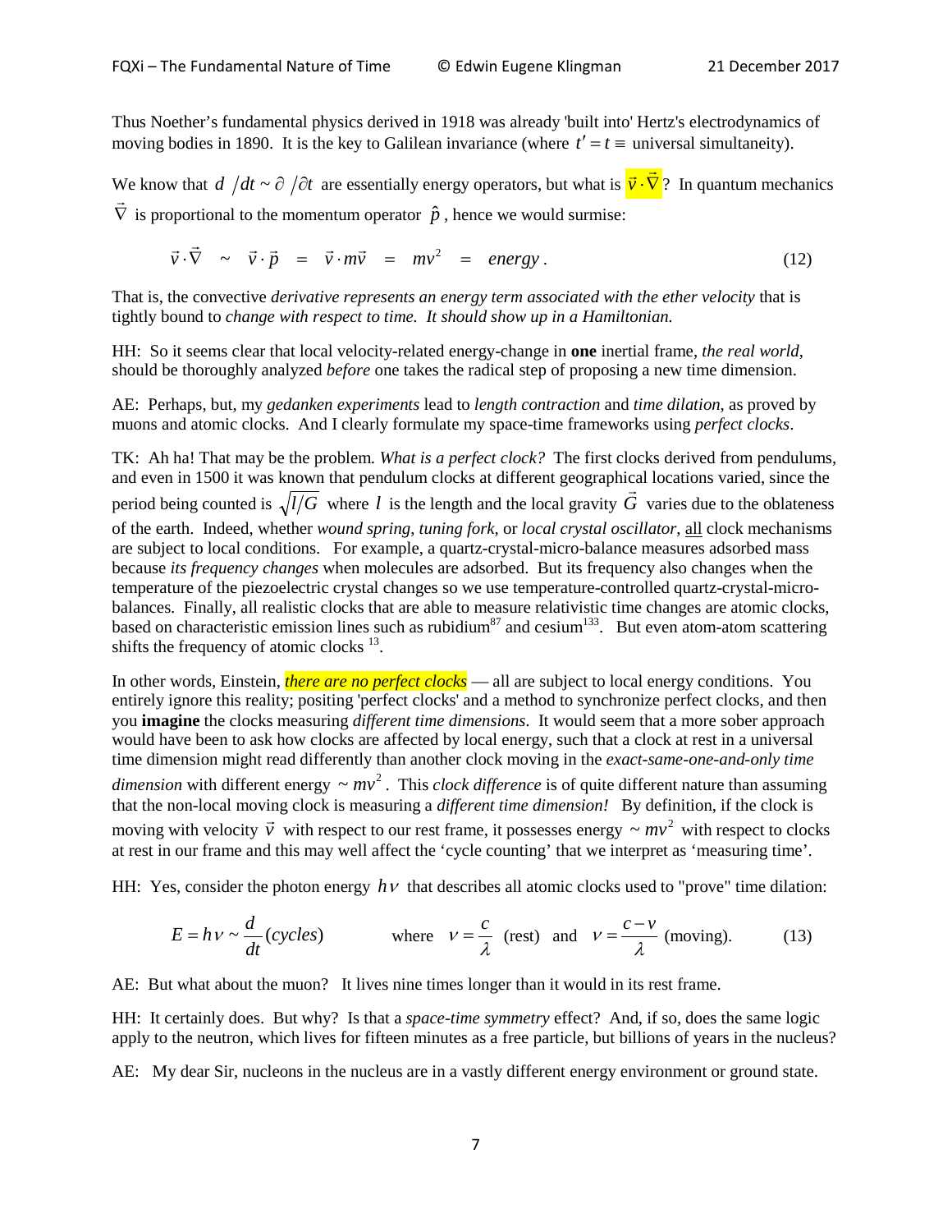Thus Noether's fundamental physics derived in 1918 was already 'built into' Hertz's electrodynamics of moving bodies in 1890. It is the key to Galilean invariance (where $t' = t \equiv$ universal simultaneity).

We know that $d/dt \sim \partial/\partial t$ are essentially energy operators, but what is $\vec{v} \cdot \vec{\nabla}$? In quantum mechanics $\vec{\nabla}$ is proportional to the momentum operator $\hat{p}$, hence we would surmise:

$$\vec{v} \cdot \vec{\nabla} \sim \vec{v} \cdot \vec{p} = \vec{v} \cdot m\vec{v} = mv^2 = energy\,. \tag{12}$$

That is, the convective *derivative represents an energy term associated with the ether velocity* that is tightly bound to *change with respect to time. It should show up in a Hamiltonian.*

HH: So it seems clear that local velocity-related energy-change in **one** inertial frame, *the real world*, should be thoroughly analyzed *before* one takes the radical step of proposing a new time dimension.

AE: Perhaps, but, my *gedanken experiments* lead to *length contraction* and *time dilation*, as proved by muons and atomic clocks. And I clearly formulate my space-time frameworks using *perfect clocks*.

TK: Ah ha! That may be the problem. *What is a perfect clock?* The first clocks derived from pendulums, and even in 1500 it was known that pendulum clocks at different geographical locations varied, since the period being counted is $\sqrt{l/G}$ where $l$ is the length and the local gravity $\vec{G}$ varies due to the oblateness of the earth. Indeed, whether *wound spring*, *tuning fork*, or *local crystal oscillator*, all clock mechanisms are subject to local conditions. For example, a quartz-crystal-micro-balance measures adsorbed mass because *its frequency changes* when molecules are adsorbed. But its frequency also changes when the temperature of the piezoelectric crystal changes so we use temperature-controlled quartz-crystal-micro-balances. Finally, all realistic clocks that are able to measure relativistic time changes are atomic clocks, based on characteristic emission lines such as rubidium[87] and cesium[133]. But even atom-atom scattering shifts the frequency of atomic clocks [13].

In other words, Einstein, ***there are no perfect clocks*** — all are subject to local energy conditions. You entirely ignore this reality; positing 'perfect clocks' and a method to synchronize perfect clocks, and then you **imagine** the clocks measuring *different time dimensions*. It would seem that a more sober approach would have been to ask how clocks are affected by local energy, such that a clock at rest in a universal time dimension might read differently than another clock moving in the *exact-same-one-and-only time dimension* with different energy $\sim mv^2$. This *clock difference* is of quite different nature than assuming that the non-local moving clock is measuring a *different time dimension!* By definition, if the clock is moving with velocity $\vec{v}$ with respect to our rest frame, it possesses energy $\sim mv^2$ with respect to clocks at rest in our frame and this may well affect the 'cycle counting' that we interpret as 'measuring time'.

HH: Yes, consider the photon energy $h\nu$ that describes all atomic clocks used to "prove" time dilation:

$$E = h\nu \sim \frac{d}{dt}(cycles) \qquad \text{where} \quad \nu = \frac{c}{\lambda} \ \text{(rest)} \ \text{ and } \ \nu = \frac{c - v}{\lambda} \ \text{(moving)}. \tag{13}$$

AE: But what about the muon? It lives nine times longer than it would in its rest frame.

HH: It certainly does. But why? Is that a *space-time symmetry* effect? And, if so, does the same logic apply to the neutron, which lives for fifteen minutes as a free particle, but billions of years in the nucleus?

AE: My dear Sir, nucleons in the nucleus are in a vastly different energy environment or ground state.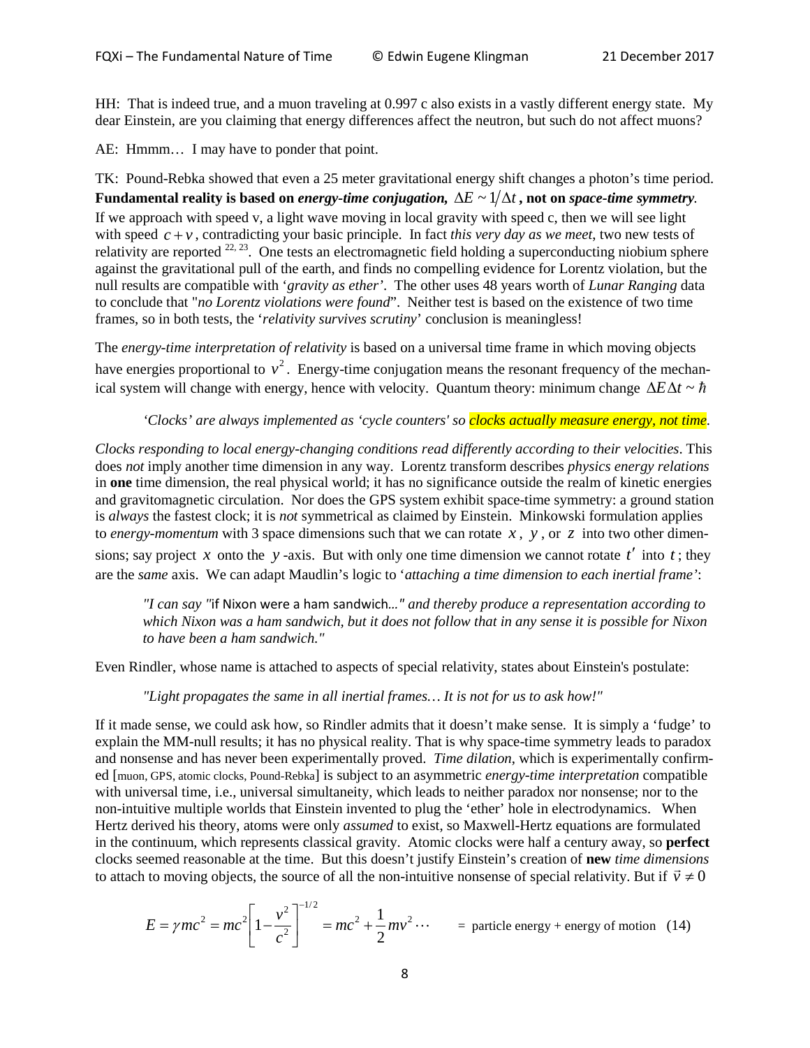HH: That is indeed true, and a muon traveling at 0.997 c also exists in a vastly different energy state. My dear Einstein, are you claiming that energy differences affect the neutron, but such do not affect muons?

AE: Hmmm… I may have to ponder that point.

TK: Pound-Rebka showed that even a 25 meter gravitational energy shift changes a photon's time period. **Fundamental reality is based on *energy-time conjugation*, $\Delta E \sim 1/\Delta t$, not on *space-time symmetry*.** If we approach with speed v, a light wave moving in local gravity with speed c, then we will see light with speed $c+v$, contradicting your basic principle. In fact *this very day as we meet*, two new tests of relativity are reported [22, 23]. One tests an electromagnetic field holding a superconducting niobium sphere against the gravitational pull of the earth, and finds no compelling evidence for Lorentz violation, but the null results are compatible with '*gravity as ether*'. The other uses 48 years worth of *Lunar Ranging* data to conclude that "*no Lorentz violations were found*". Neither test is based on the existence of two time frames, so in both tests, the '*relativity survives scrutiny*' conclusion is meaningless!

The *energy-time interpretation of relativity* is based on a universal time frame in which moving objects have energies proportional to $v^2$. Energy-time conjugation means the resonant frequency of the mechanical system will change with energy, hence with velocity. Quantum theory: minimum change $\Delta E \Delta t \sim \hbar$

> *'Clocks' are always implemented as 'cycle counters' so clocks actually measure energy, not time.*

*Clocks responding to local energy-changing conditions read differently according to their velocities*. This does *not* imply another time dimension in any way. Lorentz transform describes *physics energy relations* in **one** time dimension, the real physical world; it has no significance outside the realm of kinetic energies and gravitomagnetic circulation. Nor does the GPS system exhibit space-time symmetry: a ground station is *always* the fastest clock; it is *not* symmetrical as claimed by Einstein. Minkowski formulation applies to *energy-momentum* with 3 space dimensions such that we can rotate $x$, $y$, or $z$ into two other dimensions; say project $x$ onto the $y$-axis. But with only one time dimension we cannot rotate $t'$ into $t$; they are the *same* axis. We can adapt Maudlin's logic to '*attaching a time dimension to each inertial frame*':

> *"I can say "*if Nixon were a ham sandwich…*" and thereby produce a representation according to which Nixon was a ham sandwich, but it does not follow that in any sense it is possible for Nixon to have been a ham sandwich."*

Even Rindler, whose name is attached to aspects of special relativity, states about Einstein's postulate:

> *"Light propagates the same in all inertial frames… It is not for us to ask how!"*

If it made sense, we could ask how, so Rindler admits that it doesn't make sense. It is simply a 'fudge' to explain the MM-null results; it has no physical reality. That is why space-time symmetry leads to paradox and nonsense and has never been experimentally proved. *Time dilation*, which is experimentally confirmed [muon, GPS, atomic clocks, Pound-Rebka] is subject to an asymmetric *energy-time interpretation* compatible with universal time, i.e., universal simultaneity, which leads to neither paradox nor nonsense; nor to the non-intuitive multiple worlds that Einstein invented to plug the 'ether' hole in electrodynamics. When Hertz derived his theory, atoms were only *assumed* to exist, so Maxwell-Hertz equations are formulated in the continuum, which represents classical gravity. Atomic clocks were half a century away, so **perfect** clocks seemed reasonable at the time. But this doesn't justify Einstein's creation of **new** *time dimensions* to attach to moving objects, the source of all the non-intuitive nonsense of special relativity. But if $\vec{v} \neq 0$

$$E = \gamma mc^2 = mc^2\left[1-\frac{v^2}{c^2}\right]^{-1/2} = mc^2 + \frac{1}{2}mv^2 \cdots \qquad = \text{particle energy + energy of motion} \quad (14)$$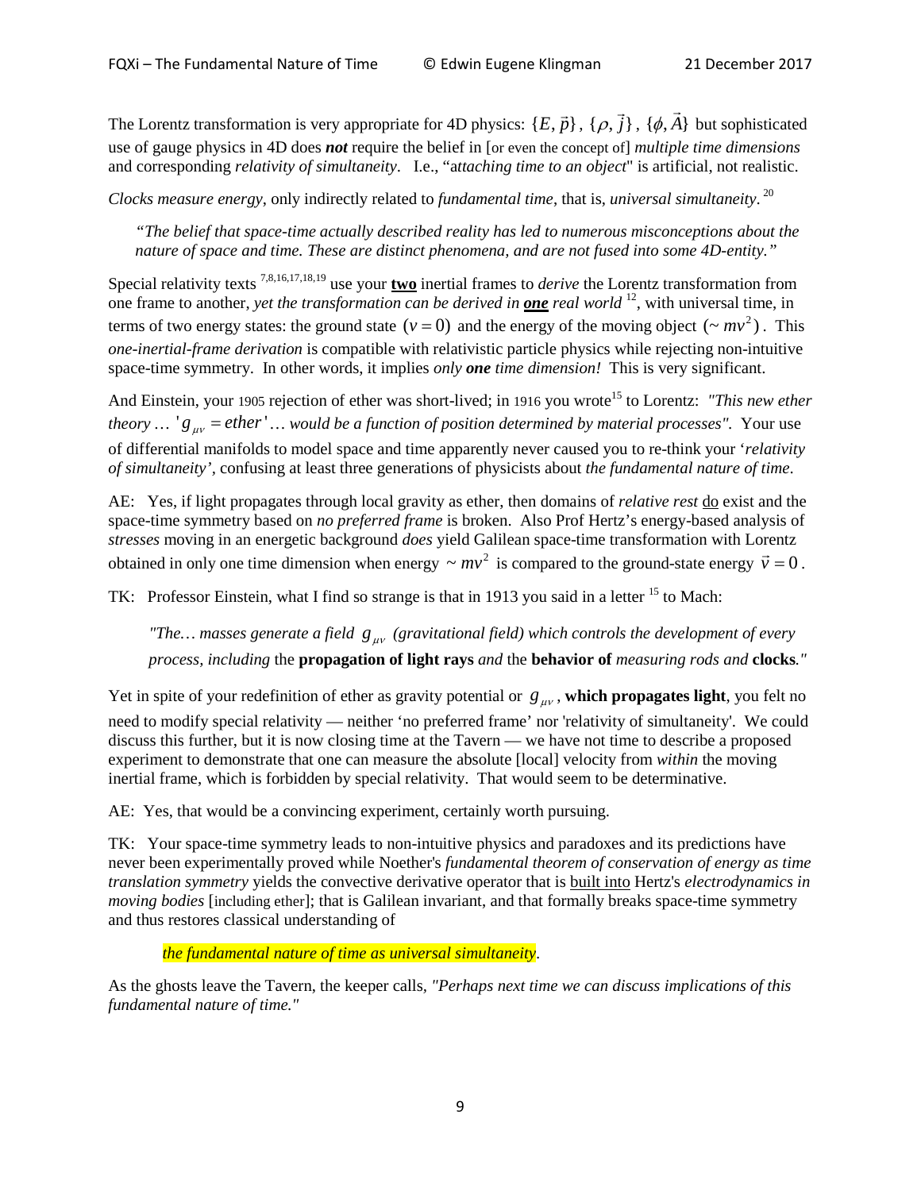The Lorentz transformation is very appropriate for 4D physics: $\{E, \vec{p}\}$, $\{\rho, \vec{j}\}$, $\{\phi, \vec{A}\}$ but sophisticated use of gauge physics in 4D does ***not*** require the belief in [or even the concept of] *multiple time dimensions* and corresponding *relativity of simultaneity*. I.e., "*attaching time to an object*" is artificial, not realistic.

*Clocks measure energy*, only indirectly related to *fundamental time*, that is, *universal simultaneity*. [20]

> *"The belief that space-time actually described reality has led to numerous misconceptions about the nature of space and time. These are distinct phenomena, and are not fused into some 4D-entity."*

Special relativity texts [7,8,16,17,18,19] use your **two** inertial frames to *derive* the Lorentz transformation from one frame to another, *yet the transformation can be derived in* ***one*** *real world* [12], with universal time, in terms of two energy states: the ground state $(v = 0)$ and the energy of the moving object $(\sim mv^2)$. This *one-inertial-frame derivation* is compatible with relativistic particle physics while rejecting non-intuitive space-time symmetry. In other words, it implies *only* ***one*** *time dimension!* This is very significant.

And Einstein, your 1905 rejection of ether was short-lived; in 1916 you wrote[15] to Lorentz: *"This new ether theory … '$g_{\mu\nu} = ether$' … would be a function of position determined by material processes".* Your use of differential manifolds to model space and time apparently never caused you to re-think your '*relativity of simultaneity*', confusing at least three generations of physicists about *the fundamental nature of time*.

AE: Yes, if light propagates through local gravity as ether, then domains of *relative rest* do exist and the space-time symmetry based on *no preferred frame* is broken. Also Prof Hertz's energy-based analysis of *stresses* moving in an energetic background *does* yield Galilean space-time transformation with Lorentz obtained in only one time dimension when energy $\sim mv^2$ is compared to the ground-state energy $\vec{v} = 0$.

TK: Professor Einstein, what I find so strange is that in 1913 you said in a letter [15] to Mach:

> *"The… masses generate a field $g_{\mu\nu}$ (gravitational field) which controls the development of every process, including* the **propagation of light rays** *and* the **behavior of** *measuring rods and* **clocks***."*

Yet in spite of your redefinition of ether as gravity potential or $g_{\mu\nu}$, **which propagates light**, you felt no need to modify special relativity — neither 'no preferred frame' nor 'relativity of simultaneity'. We could discuss this further, but it is now closing time at the Tavern — we have not time to describe a proposed experiment to demonstrate that one can measure the absolute [local] velocity from *within* the moving inertial frame, which is forbidden by special relativity. That would seem to be determinative.

AE: Yes, that would be a convincing experiment, certainly worth pursuing.

TK: Your space-time symmetry leads to non-intuitive physics and paradoxes and its predictions have never been experimentally proved while Noether's *fundamental theorem of conservation of energy as time translation symmetry* yields the convective derivative operator that is built into Hertz's *electrodynamics in moving bodies* [including ether]; that is Galilean invariant, and that formally breaks space-time symmetry and thus restores classical understanding of

> *the fundamental nature of time as universal simultaneity*.

As the ghosts leave the Tavern, the keeper calls, *"Perhaps next time we can discuss implications of this fundamental nature of time."*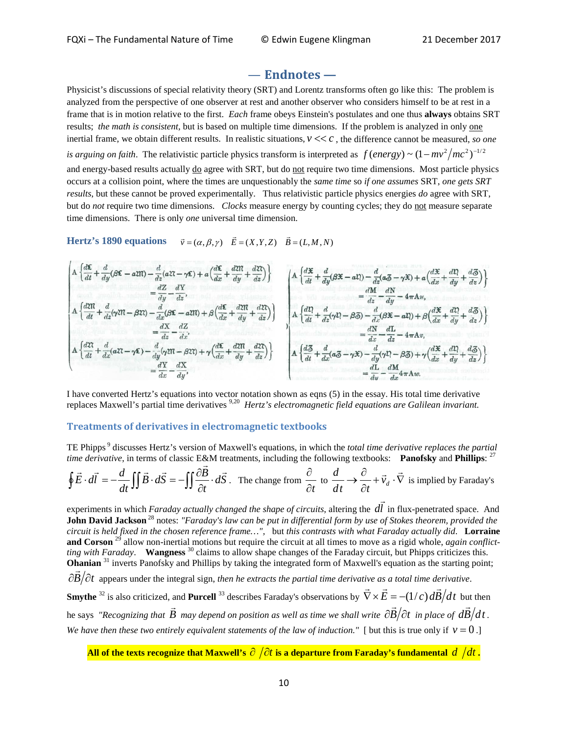# — Endnotes —

Physicist's discussions of special relativity theory (SRT) and Lorentz transforms often go like this: The problem is analyzed from the perspective of one observer at rest and another observer who considers himself to be at rest in a frame that is in motion relative to the first. *Each* frame obeys Einstein's postulates and one thus **always** obtains SRT results; *the math is consistent*, but is based on multiple time dimensions. If the problem is analyzed in only one inertial frame, we obtain different results. In realistic situations, $v << c$, the difference cannot be measured, *so one is arguing on faith*. The relativistic particle physics transform is interpreted as $f(energy) \sim (1 - mv^2/mc^2)^{-1/2}$ and energy-based results actually do agree with SRT, but do not require two time dimensions. Most particle physics occurs at a collision point, where the times are unquestionably the *same time* so *if one assumes* SRT, *one gets SRT results*, but these cannot be proved experimentally. Thus relativistic particle physics energies *do* agree with SRT, but do *not* require two time dimensions. *Clocks* measure energy by counting cycles; they do not measure separate time dimensions. There is only *one* universal time dimension.

### Hertz's 1890 equations $\vec{v} = (\alpha, \beta, \gamma)$ $\vec{E} = (X, Y, Z)$ $\vec{B} = (L, M, N)$

$$A\left\{\frac{d\mathfrak{L}}{dt} + \frac{d}{dy}(\beta\mathfrak{L} - \alpha\mathfrak{M}) - \frac{d}{dz}(\alpha\mathfrak{N} - \gamma\mathfrak{L}) + \alpha\left(\frac{d\mathfrak{L}}{dx} + \frac{d\mathfrak{M}}{dy} + \frac{d\mathfrak{N}}{dz}\right)\right\} = \frac{dZ}{dy} - \frac{dY}{dz},$$

$$A\left\{\frac{d\mathfrak{M}}{dt} + \frac{d}{dz}(\gamma\mathfrak{M} - \beta\mathfrak{N}) - \frac{d}{dx}(\beta\mathfrak{L} - \alpha\mathfrak{M}) + \beta\left(\frac{d\mathfrak{L}}{dx} + \frac{d\mathfrak{M}}{dy} + \frac{d\mathfrak{N}}{dz}\right)\right\} = \frac{dX}{dz} - \frac{dZ}{dx},$$

$$A\left\{\frac{d\mathfrak{N}}{dt} + \frac{d}{dx}(\alpha\mathfrak{N} - \gamma\mathfrak{L}) - \frac{d}{dy}(\gamma\mathfrak{M} - \beta\mathfrak{N}) + \gamma\left(\frac{d\mathfrak{L}}{dx} + \frac{d\mathfrak{M}}{dy} + \frac{d\mathfrak{N}}{dz}\right)\right\} = \frac{dY}{dx} - \frac{dX}{dy},$$

$$A\left\{\frac{d\mathfrak{X}}{dt} + \frac{d}{dy}(\beta\mathfrak{X} - \alpha\mathfrak{Y}) - \frac{d}{dz}(\alpha\mathfrak{Z} - \gamma\mathfrak{X}) + \alpha\left(\frac{d\mathfrak{X}}{dx} + \frac{d\mathfrak{Y}}{dy} + \frac{d\mathfrak{Z}}{dz}\right)\right\} = \frac{dM}{dz} - \frac{dN}{dy} - 4\pi A u,$$

$$A\left\{\frac{d\mathfrak{Y}}{dt} + \frac{d}{dz}(\gamma\mathfrak{Y} - \beta\mathfrak{Z}) - \frac{d}{dx}(\beta\mathfrak{X} - \alpha\mathfrak{Y}) + \beta\left(\frac{d\mathfrak{X}}{dx} + \frac{d\mathfrak{Y}}{dy} + \frac{d\mathfrak{Z}}{dz}\right)\right\} = \frac{dN}{dx} - \frac{dL}{dz} - 4\pi A v,$$

$$A\left\{\frac{d\mathfrak{Z}}{dt} + \frac{d}{dx}(\alpha\mathfrak{Z} - \gamma\mathfrak{X}) - \frac{d}{dy}(\gamma\mathfrak{Y} - \beta\mathfrak{Z}) + \gamma\left(\frac{d\mathfrak{X}}{dx} + \frac{d\mathfrak{Y}}{dy} + \frac{d\mathfrak{Z}}{dz}\right)\right\} = \frac{dL}{dy} - \frac{dM}{dx} 4\pi A w.$$

I have converted Hertz's equations into vector notation shown as eqns (5) in the essay. His total time derivative replaces Maxwell's partial time derivatives [9,20] *Hertz's electromagnetic field equations are Galilean invariant.*

### Treatments of derivatives in electromagnetic textbooks

TE Phipps [9] discusses Hertz's version of Maxwell's equations, in which the *total time derivative replaces the partial time derivative*, in terms of classic E&M treatments, including the following textbooks: **Panofsky** and **Phillips**: [27] $\oint \vec{E} \cdot d\vec{l} = -\frac{d}{dt}\iint \vec{B} \cdot d\vec{S} = -\iint \frac{\partial \vec{B}}{\partial t} \cdot d\vec{S}$. The change from $\frac{\partial}{\partial t}$ to $\frac{d}{dt} \to \frac{\partial}{\partial t} + \vec{v}_d \cdot \vec{\nabla}$ is implied by Faraday's experiments in which *Faraday actually changed the shape of circuits*, altering the $d\vec{l}$ in flux-penetrated space. And **John David Jackson** [28] notes: *"Faraday's law can be put in differential form by use of Stokes theorem, provided the circuit is held fixed in the chosen reference frame…"*, but *this contrasts with what Faraday actually did*. **Lorraine and Corson** [29] allow non-inertial motions but require the circuit at all times to move as a rigid whole, *again conflict-ting with Faraday*. **Wangness** [30] claims to allow shape changes of the Faraday circuit, but Phipps criticizes this. **Ohanian** [31] inverts Panofsky and Phillips by taking the integrated form of Maxwell's equation as the starting point; $\partial\vec{B}/\partial t$ appears under the integral sign, *then he extracts the partial time derivative as a total time derivative*. **Smythe** [32] is also criticized, and **Purcell** [33] describes Faraday's observations by $\vec{\nabla} \times \vec{E} = -(1/c)\, d\vec{B}/dt$ but then he says *"Recognizing that $\vec{B}$ may depend on position as well as time we shall write $\partial\vec{B}/\partial t$ in place of $d\vec{B}/dt$. We have then these two entirely equivalent statements of the law of induction."* [ but this is true only if $v = 0$.]

**All of the texts recognize that Maxwell's $\partial/\partial t$ is a departure from Faraday's fundamental $d/dt$.**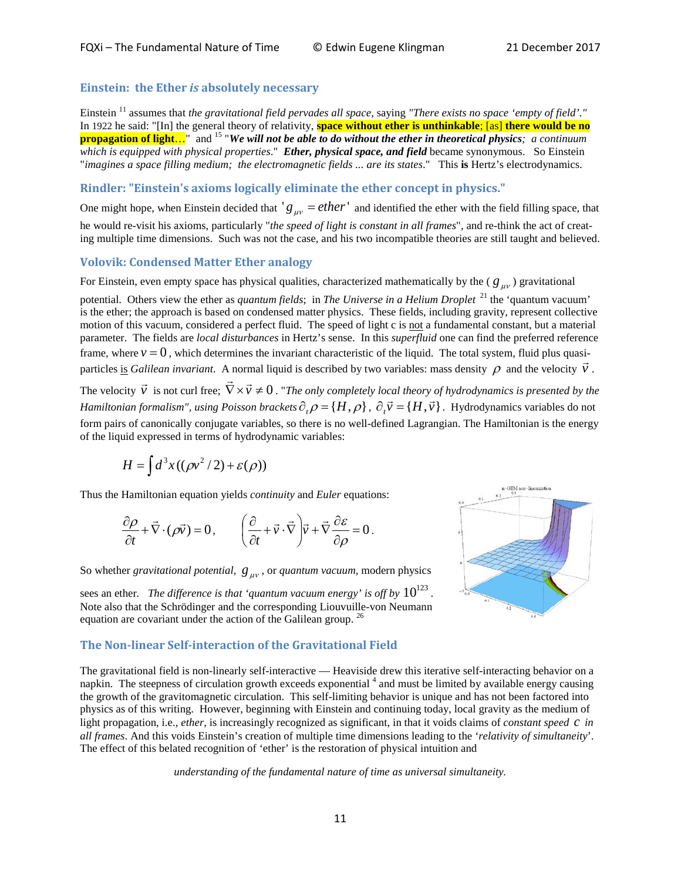## Einstein: the Ether *is* absolutely necessary

Einstein [11] assumes that *the gravitational field pervades all space*, saying *"There exists no space 'empty of field'."* In 1922 he said: "[In] the general theory of relativity, **space without ether is unthinkable**; [as] **there would be no propagation of light**…" and [15] "***We will not be able to do without the ether in theoretical physics****; a continuum which is equipped with physical properties*." ***Ether, physical space, and field*** became synonymous. So Einstein "*imagines a space filling medium; the electromagnetic fields ... are its states*." This **is** Hertz's electrodynamics.

## Rindler: "Einstein's axioms logically eliminate the ether concept in physics."

One might hope, when Einstein decided that $'g_{\mu\nu} = ether'$ and identified the ether with the field filling space, that he would re-visit his axioms, particularly "*the speed of light is constant in all frames*", and re-think the act of creating multiple time dimensions. Such was not the case, and his two incompatible theories are still taught and believed.

## Volovik: Condensed Matter Ether analogy

For Einstein, even empty space has physical qualities, characterized mathematically by the ($g_{\mu\nu}$) gravitational potential. Others view the ether as *quantum fields*; in *The Universe in a Helium Droplet* [21] the 'quantum vacuum' is the ether; the approach is based on condensed matter physics. These fields, including gravity, represent collective motion of this vacuum, considered a perfect fluid. The speed of light c is not a fundamental constant, but a material parameter. The fields are *local disturbances* in Hertz's sense. In this *superfluid* one can find the preferred reference frame, where $v = 0$, which determines the invariant characteristic of the liquid. The total system, fluid plus quasi-particles is *Galilean invariant*. A normal liquid is described by two variables: mass density $\rho$ and the velocity $\vec{v}$.

The velocity $\vec{v}$ is not curl free; $\vec{\nabla} \times \vec{v} \neq 0$. "*The only completely local theory of hydrodynamics is presented by the Hamiltonian formalism", using Poisson brackets* $\partial_t \rho = \{H, \rho\}$, $\partial_t \vec{v} = \{H, \vec{v}\}$. Hydrodynamics variables do not form pairs of canonically conjugate variables, so there is no well-defined Lagrangian. The Hamiltonian is the energy of the liquid expressed in terms of hydrodynamic variables:

$$H = \int d^3x \left( (\rho v^2 / 2) + \varepsilon(\rho) \right)$$

Thus the Hamiltonian equation yields *continuity* and *Euler* equations:

$$\frac{\partial \rho}{\partial t} + \vec{\nabla} \cdot (\rho \vec{v}) = 0, \qquad \left( \frac{\partial}{\partial t} + \vec{v} \cdot \vec{\nabla} \right) \vec{v} + \vec{\nabla} \frac{\partial \varepsilon}{\partial \rho} = 0.$$

So whether *gravitational potential*, $g_{\mu\nu}$, or *quantum vacuum,* modern physics sees an ether. *The difference is that 'quantum vacuum energy' is off by* $10^{123}$. Note also that the Schrödinger and the corresponding Liouvuille-von Neumann equation are covariant under the action of the Galilean group. [26]

## The Non-linear Self-interaction of the Gravitational Field

The gravitational field is non-linearly self-interactive — Heaviside drew this iterative self-interacting behavior on a napkin. The steepness of circulation growth exceeds exponential [4] and must be limited by available energy causing the growth of the gravitomagnetic circulation. This self-limiting behavior is unique and has not been factored into physics as of this writing. However, beginning with Einstein and continuing today, local gravity as the medium of light propagation, i.e., *ether*, is increasingly recognized as significant, in that it voids claims of *constant speed* $c$ *in all frames*. And this voids Einstein's creation of multiple time dimensions leading to the '*relativity of simultaneity*'. The effect of this belated recognition of 'ether' is the restoration of physical intuition and

*understanding of the fundamental nature of time as universal simultaneity.*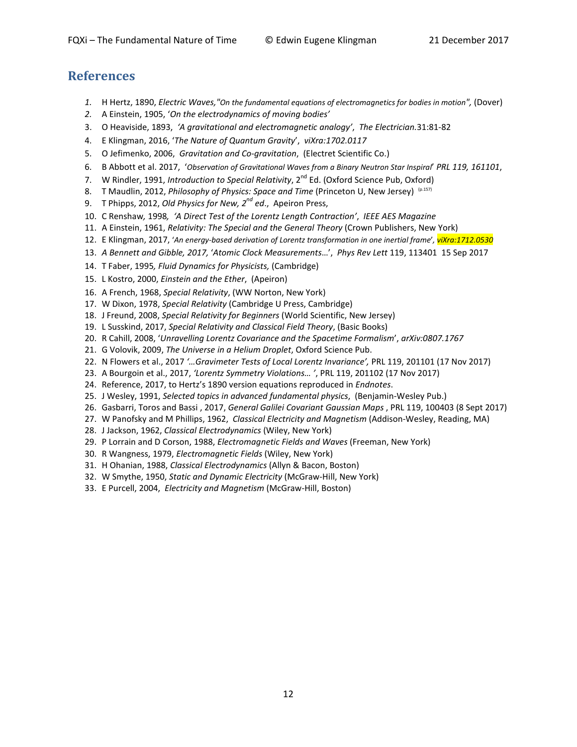## References

1. H Hertz, 1890, *Electric Waves,"On the fundamental equations of electromagnetics for bodies in motion",* (Dover)
2. A Einstein, 1905, '*On the electrodynamics of moving bodies'*
3. O Heaviside, 1893, *'A gravitational and electromagnetic analogy'*, *The Electrician.*31:81-82
4. E Klingman, 2016, '*The Nature of Quantum Gravity*', *viXra:1702.0117*
5. O Jefimenko, 2006, *Gravitation and Co-gravitation*, (Electret Scientific Co.)
6. B Abbott et al. 2017, '*Observation of Gravitational Waves from a Binary Neutron Star Inspiral*' *PRL 119, 161101*,
7. W Rindler, 1991, *Introduction to Special Relativity*, 2nd Ed. (Oxford Science Pub, Oxford)
8. T Maudlin, 2012, *Philosophy of Physics: Space and Time* (Princeton U, New Jersey) (p.157)
9. T Phipps, 2012, *Old Physics for New, 2nd ed*., Apeiron Press,
10. C Renshaw, 1998, *'A Direct Test of the Lorentz Length Contraction'*, *IEEE AES Magazine*
11. A Einstein, 1961, *Relativity: The Special and the General Theory* (Crown Publishers, New York)
12. E Klingman, 2017, '*An energy-based derivation of Lorentz transformation in one inertial frame*', *viXra:1712.0530*
13. *A Bennett and Gibble, 2017,* '*Atomic Clock Measurements…*', *Phys Rev Lett* 119, 113401 15 Sep 2017
14. T Faber, 1995*, Fluid Dynamics for Physicists,* (Cambridge)
15. L Kostro, 2000, *Einstein and the Ether*, (Apeiron)
16. A French, 1968, *Special Relativity*, (WW Norton, New York)
17. W Dixon, 1978, *Special Relativity* (Cambridge U Press, Cambridge)
18. J Freund, 2008, *Special Relativity for Beginners* (World Scientific, New Jersey)
19. L Susskind, 2017, *Special Relativity and Classical Field Theory*, (Basic Books)
20. R Cahill, 2008, '*Unravelling Lorentz Covariance and the Spacetime Formalism*', *arXiv:0807.1767*
21. G Volovik, 2009, *The Universe in a Helium Droplet*, Oxford Science Pub.
22. N Flowers et al., 2017 *'…Gravimeter Tests of Local Lorentz Invariance',* PRL 119, 201101 (17 Nov 2017)
23. A Bourgoin et al., 2017, *'Lorentz Symmetry Violations… '*, PRL 119, 201102 (17 Nov 2017)
24. Reference, 2017, to Hertz's 1890 version equations reproduced in *Endnotes*.
25. J Wesley, 1991, *Selected topics in advanced fundamental physics*, (Benjamin-Wesley Pub.)
26. Gasbarri, Toros and Bassi , 2017, *General Galilei Covariant Gaussian Maps* , PRL 119, 100403 (8 Sept 2017)
27. W Panofsky and M Phillips, 1962, *Classical Electricity and Magnetism* (Addison-Wesley, Reading, MA)
28. J Jackson, 1962, *Classical Electrodynamics* (Wiley, New York)
29. P Lorrain and D Corson, 1988, *Electromagnetic Fields and Waves* (Freeman, New York)
30. R Wangness, 1979, *Electromagnetic Fields* (Wiley, New York)
31. H Ohanian, 1988, *Classical Electrodynamics* (Allyn & Bacon, Boston)
32. W Smythe, 1950, *Static and Dynamic Electricity* (McGraw-Hill, New York)
33. E Purcell, 2004, *Electricity and Magnetism* (McGraw-Hill, Boston)